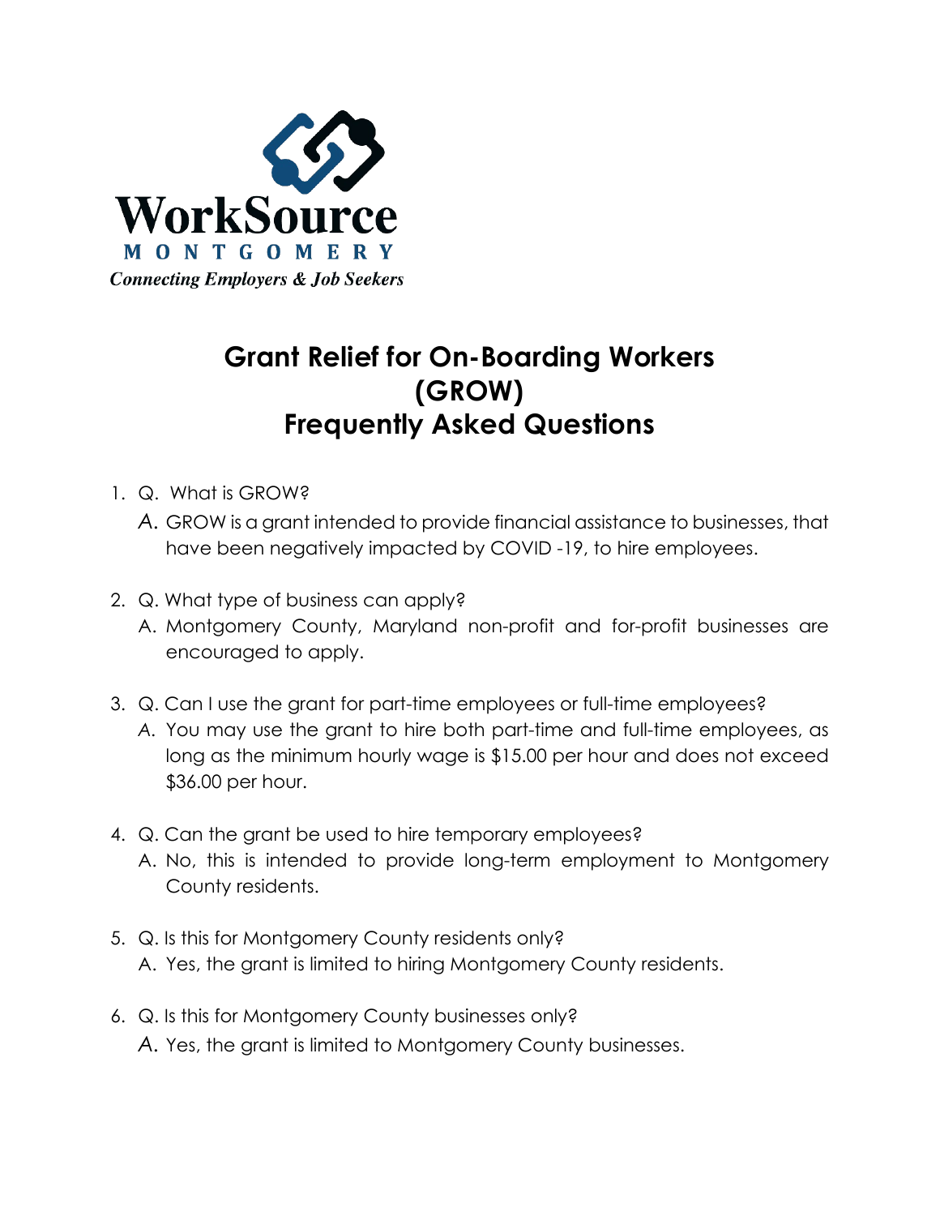WorkSource
MONTGOMERY
*Connecting Employers & Job Seekers*

# Grant Relief for On-Boarding Workers (GROW) Frequently Asked Questions

1. Q. What is GROW?

   A. GROW is a grant intended to provide financial assistance to businesses, that have been negatively impacted by COVID -19, to hire employees.

2. Q. What type of business can apply?

   A. Montgomery County, Maryland non-profit and for-profit businesses are encouraged to apply.

3. Q. Can I use the grant for part-time employees or full-time employees?

   A. You may use the grant to hire both part-time and full-time employees, as long as the minimum hourly wage is $15.00 per hour and does not exceed $36.00 per hour.

4. Q. Can the grant be used to hire temporary employees?

   A. No, this is intended to provide long-term employment to Montgomery County residents.

5. Q. Is this for Montgomery County residents only?

   A. Yes, the grant is limited to hiring Montgomery County residents.

6. Q. Is this for Montgomery County businesses only?

   A. Yes, the grant is limited to Montgomery County businesses.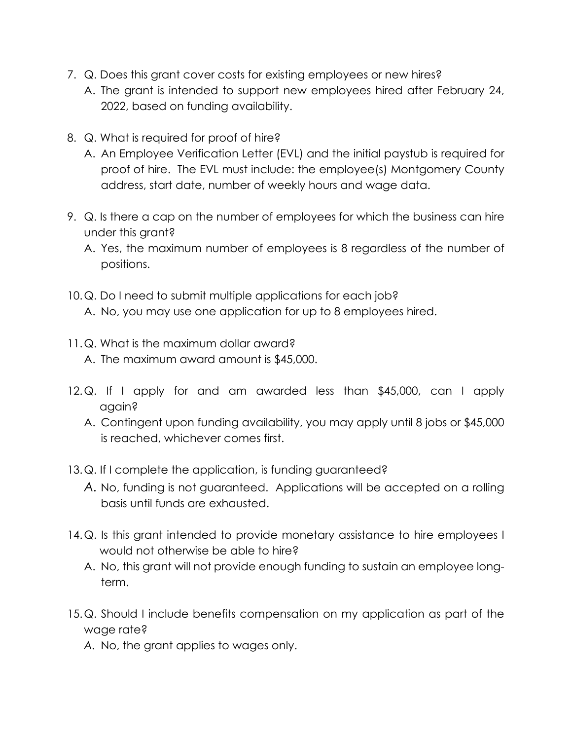7. Q. Does this grant cover costs for existing employees or new hires?
   A. The grant is intended to support new employees hired after February 24, 2022, based on funding availability.

8. Q. What is required for proof of hire?
   A. An Employee Verification Letter (EVL) and the initial paystub is required for proof of hire. The EVL must include: the employee(s) Montgomery County address, start date, number of weekly hours and wage data.

9. Q. Is there a cap on the number of employees for which the business can hire under this grant?
   A. Yes, the maximum number of employees is 8 regardless of the number of positions.

10. Q. Do I need to submit multiple applications for each job?
    A. No, you may use one application for up to 8 employees hired.

11. Q. What is the maximum dollar award?
    A. The maximum award amount is $45,000.

12. Q. If I apply for and am awarded less than $45,000, can I apply again?
    A. Contingent upon funding availability, you may apply until 8 jobs or $45,000 is reached, whichever comes first.

13. Q. If I complete the application, is funding guaranteed?
    A. No, funding is not guaranteed. Applications will be accepted on a rolling basis until funds are exhausted.

14. Q. Is this grant intended to provide monetary assistance to hire employees I would not otherwise be able to hire?
    A. No, this grant will not provide enough funding to sustain an employee long-term.

15. Q. Should I include benefits compensation on my application as part of the wage rate?
    A. No, the grant applies to wages only.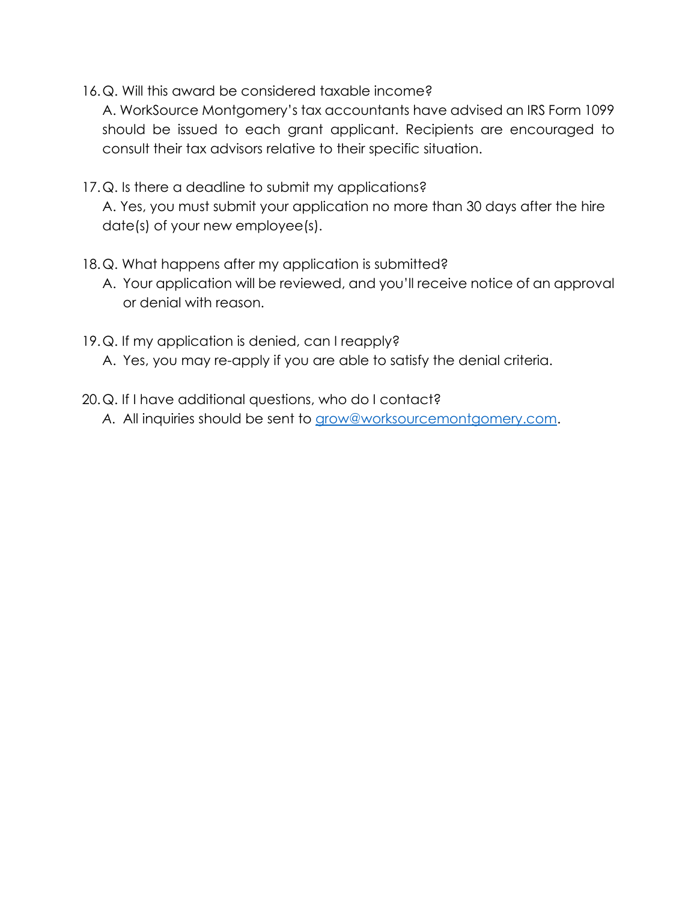16. Q. Will this award be considered taxable income?
    A. WorkSource Montgomery's tax accountants have advised an IRS Form 1099 should be issued to each grant applicant. Recipients are encouraged to consult their tax advisors relative to their specific situation.

17. Q. Is there a deadline to submit my applications?
    A. Yes, you must submit your application no more than 30 days after the hire date(s) of your new employee(s).

18. Q. What happens after my application is submitted?
    A. Your application will be reviewed, and you'll receive notice of an approval or denial with reason.

19. Q. If my application is denied, can I reapply?
    A. Yes, you may re-apply if you are able to satisfy the denial criteria.

20. Q. If I have additional questions, who do I contact?
    A. All inquiries should be sent to [grow@worksourcemontgomery.com](mailto:grow@worksourcemontgomery.com).